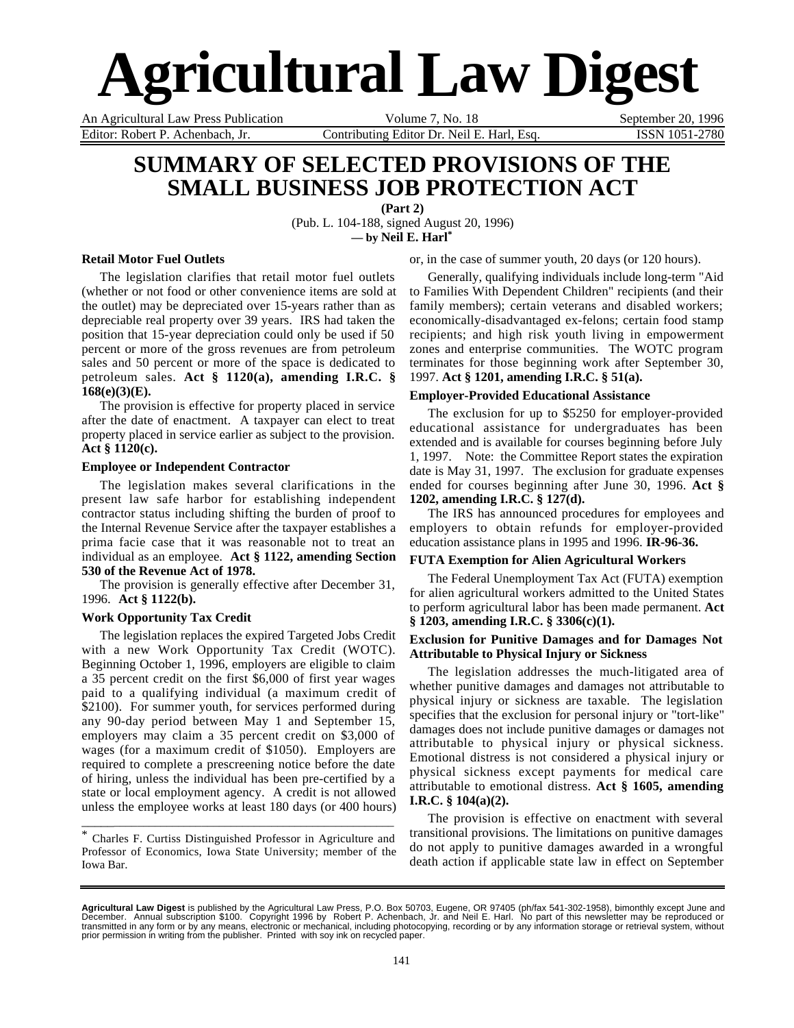# Agricultural Law Digest

An Agricultural Law Press Publication — Volume 7, No. 18 — September 20, 1996

Editor: Robert P. Achenbach, Jr. — Contributing Editor Dr. Neil E. Harl, Esq. — ISSN 1051-2780

## SUMMARY OF SELECTED PROVISIONS OF THE SMALL BUSINESS JOB PROTECTION ACT

**(Part 2)**

(Pub. L. 104-188, signed August 20, 1996)

**— by Neil E. Harl***

### Retail Motor Fuel Outlets

The legislation clarifies that retail motor fuel outlets (whether or not food or other convenience items are sold at the outlet) may be depreciated over 15-years rather than as depreciable real property over 39 years. IRS had taken the position that 15-year depreciation could only be used if 50 percent or more of the gross revenues are from petroleum sales and 50 percent or more of the space is dedicated to petroleum sales. **Act § 1120(a), amending I.R.C. § 168(e)(3)(E).**

The provision is effective for property placed in service after the date of enactment. A taxpayer can elect to treat property placed in service earlier as subject to the provision. **Act § 1120(c).**

### Employee or Independent Contractor

The legislation makes several clarifications in the present law safe harbor for establishing independent contractor status including shifting the burden of proof to the Internal Revenue Service after the taxpayer establishes a prima facie case that it was reasonable not to treat an individual as an employee. **Act § 1122, amending Section 530 of the Revenue Act of 1978.**

The provision is generally effective after December 31, 1996. **Act § 1122(b).**

### Work Opportunity Tax Credit

The legislation replaces the expired Targeted Jobs Credit with a new Work Opportunity Tax Credit (WOTC). Beginning October 1, 1996, employers are eligible to claim a 35 percent credit on the first $6,000 of first year wages paid to a qualifying individual (a maximum credit of $2100). For summer youth, for services performed during any 90-day period between May 1 and September 15, employers may claim a 35 percent credit on $3,000 of wages (for a maximum credit of $1050). Employers are required to complete a prescreening notice before the date of hiring, unless the individual has been pre-certified by a state or local employment agency. A credit is not allowed unless the employee works at least 180 days (or 400 hours) or, in the case of summer youth, 20 days (or 120 hours).

Generally, qualifying individuals include long-term "Aid to Families With Dependent Children" recipients (and their family members); certain veterans and disabled workers; economically-disadvantaged ex-felons; certain food stamp recipients; and high risk youth living in empowerment zones and enterprise communities. The WOTC program terminates for those beginning work after September 30, 1997. **Act § 1201, amending I.R.C. § 51(a).**

### Employer-Provided Educational Assistance

The exclusion for up to $5250 for employer-provided educational assistance for undergraduates has been extended and is available for courses beginning before July 1, 1997. Note: the Committee Report states the expiration date is May 31, 1997. The exclusion for graduate expenses ended for courses beginning after June 30, 1996. **Act § 1202, amending I.R.C. § 127(d).**

The IRS has announced procedures for employees and employers to obtain refunds for employer-provided education assistance plans in 1995 and 1996. **IR-96-36.**

### FUTA Exemption for Alien Agricultural Workers

The Federal Unemployment Tax Act (FUTA) exemption for alien agricultural workers admitted to the United States to perform agricultural labor has been made permanent. **Act § 1203, amending I.R.C. § 3306(c)(1).**

### Exclusion for Punitive Damages and for Damages Not Attributable to Physical Injury or Sickness

The legislation addresses the much-litigated area of whether punitive damages and damages not attributable to physical injury or sickness are taxable. The legislation specifies that the exclusion for personal injury or "tort-like" damages does not include punitive damages or damages not attributable to physical injury or physical sickness. Emotional distress is not considered a physical injury or physical sickness except payments for medical care attributable to emotional distress. **Act § 1605, amending I.R.C. § 104(a)(2).**

The provision is effective on enactment with several transitional provisions. The limitations on punitive damages do not apply to punitive damages awarded in a wrongful death action if applicable state law in effect on September

---

\* Charles F. Curtiss Distinguished Professor in Agriculture and Professor of Economics, Iowa State University; member of the Iowa Bar.

---

**Agricultural Law Digest** is published by the Agricultural Law Press, P.O. Box 50703, Eugene, OR 97405 (ph/fax 541-302-1958), bimonthly except June and December. Annual subscription $100. Copyright 1996 by Robert P. Achenbach, Jr. and Neil E. Harl. No part of this newsletter may be reproduced or transmitted in any form or by any means, electronic or mechanical, including photocopying, recording or by any information storage or retrieval system, without prior permission in writing from the publisher. Printed with soy ink on recycled paper.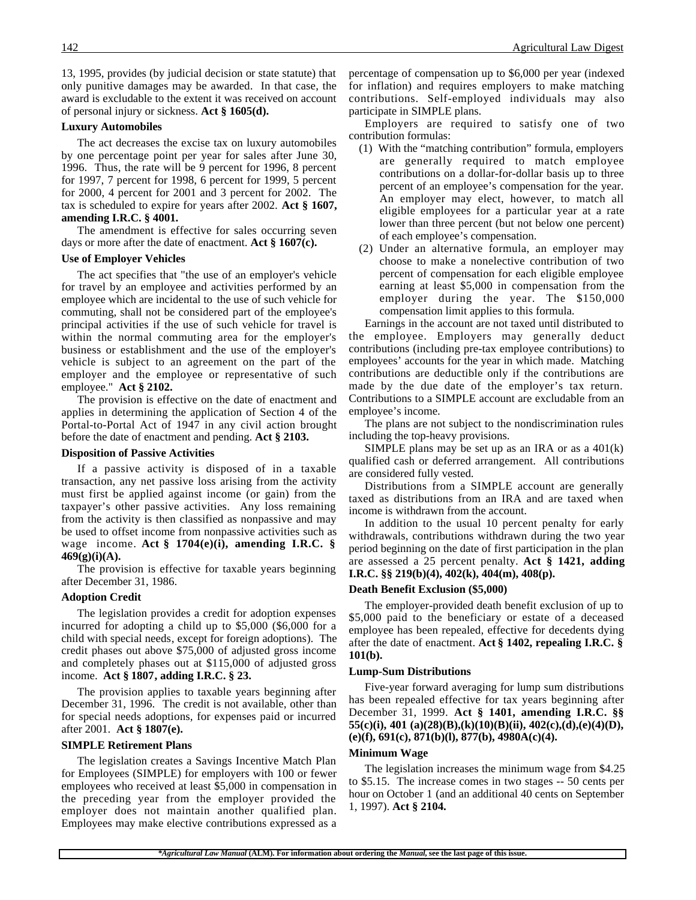13, 1995, provides (by judicial decision or state statute) that only punitive damages may be awarded. In that case, the award is excludable to the extent it was received on account of personal injury or sickness. **Act § 1605(d).**

**Luxury Automobiles**

The act decreases the excise tax on luxury automobiles by one percentage point per year for sales after June 30, 1996. Thus, the rate will be 9 percent for 1996, 8 percent for 1997, 7 percent for 1998, 6 percent for 1999, 5 percent for 2000, 4 percent for 2001 and 3 percent for 2002. The tax is scheduled to expire for years after 2002. **Act § 1607, amending I.R.C. § 4001.**

The amendment is effective for sales occurring seven days or more after the date of enactment. **Act § 1607(c).**

**Use of Employer Vehicles**

The act specifies that "the use of an employer's vehicle for travel by an employee and activities performed by an employee which are incidental to the use of such vehicle for commuting, shall not be considered part of the employee's principal activities if the use of such vehicle for travel is within the normal commuting area for the employer's business or establishment and the use of the employer's vehicle is subject to an agreement on the part of the employer and the employee or representative of such employee." **Act § 2102.**

The provision is effective on the date of enactment and applies in determining the application of Section 4 of the Portal-to-Portal Act of 1947 in any civil action brought before the date of enactment and pending. **Act § 2103.**

**Disposition of Passive Activities**

If a passive activity is disposed of in a taxable transaction, any net passive loss arising from the activity must first be applied against income (or gain) from the taxpayer's other passive activities. Any loss remaining from the activity is then classified as nonpassive and may be used to offset income from nonpassive activities such as wage income. **Act § 1704(e)(i), amending I.R.C. § 469(g)(i)(A).**

The provision is effective for taxable years beginning after December 31, 1986.

**Adoption Credit**

The legislation provides a credit for adoption expenses incurred for adopting a child up to $5,000 ($6,000 for a child with special needs, except for foreign adoptions). The credit phases out above $75,000 of adjusted gross income and completely phases out at $115,000 of adjusted gross income. **Act § 1807, adding I.R.C. § 23.**

The provision applies to taxable years beginning after December 31, 1996. The credit is not available, other than for special needs adoptions, for expenses paid or incurred after 2001. **Act § 1807(e).**

**SIMPLE Retirement Plans**

The legislation creates a Savings Incentive Match Plan for Employees (SIMPLE) for employers with 100 or fewer employees who received at least $5,000 in compensation in the preceding year from the employer provided the employer does not maintain another qualified plan. Employees may make elective contributions expressed as a percentage of compensation up to $6,000 per year (indexed for inflation) and requires employers to make matching contributions. Self-employed individuals may also participate in SIMPLE plans.

Employers are required to satisfy one of two contribution formulas:

(1) With the "matching contribution" formula, employers are generally required to match employee contributions on a dollar-for-dollar basis up to three percent of an employee's compensation for the year. An employer may elect, however, to match all eligible employees for a particular year at a rate lower than three percent (but not below one percent) of each employee's compensation.

(2) Under an alternative formula, an employer may choose to make a nonelective contribution of two percent of compensation for each eligible employee earning at least $5,000 in compensation from the employer during the year. The $150,000 compensation limit applies to this formula.

Earnings in the account are not taxed until distributed to the employee. Employers may generally deduct contributions (including pre-tax employee contributions) to employees' accounts for the year in which made. Matching contributions are deductible only if the contributions are made by the due date of the employer's tax return. Contributions to a SIMPLE account are excludable from an employee's income.

The plans are not subject to the nondiscrimination rules including the top-heavy provisions.

SIMPLE plans may be set up as an IRA or as a 401(k) qualified cash or deferred arrangement. All contributions are considered fully vested.

Distributions from a SIMPLE account are generally taxed as distributions from an IRA and are taxed when income is withdrawn from the account.

In addition to the usual 10 percent penalty for early withdrawals, contributions withdrawn during the two year period beginning on the date of first participation in the plan are assessed a 25 percent penalty. **Act § 1421, adding I.R.C. §§ 219(b)(4), 402(k), 404(m), 408(p).**

**Death Benefit Exclusion ($5,000)**

The employer-provided death benefit exclusion of up to $5,000 paid to the beneficiary or estate of a deceased employee has been repealed, effective for decedents dying after the date of enactment. **Act § 1402, repealing I.R.C. § 101(b).**

**Lump-Sum Distributions**

Five-year forward averaging for lump sum distributions has been repealed effective for tax years beginning after December 31, 1999. **Act § 1401, amending I.R.C. §§ 55(c)(i), 401 (a)(28)(B),(k)(10)(B)(ii), 402(c),(d),(e)(4)(D), (e)(f), 691(c), 871(b)(l), 877(b), 4980A(c)(4).**

**Minimum Wage**

The legislation increases the minimum wage from $4.25 to $5.15. The increase comes in two stages -- 50 cents per hour on October 1 (and an additional 40 cents on September 1, 1997). **Act § 2104.**